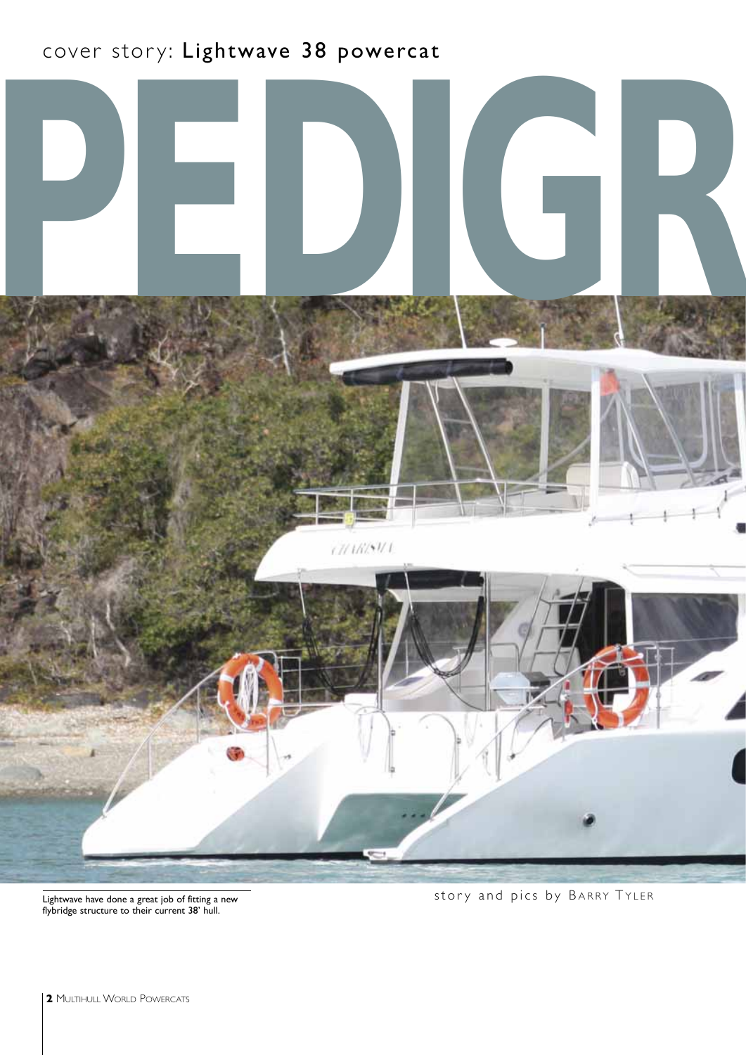cover story: **Lightwave 38 powercat**

# PEDIGR

Lightwave have done a great job of fitting a new flybridge structure to their current 38' hull.

story and pics by BARRY TYLER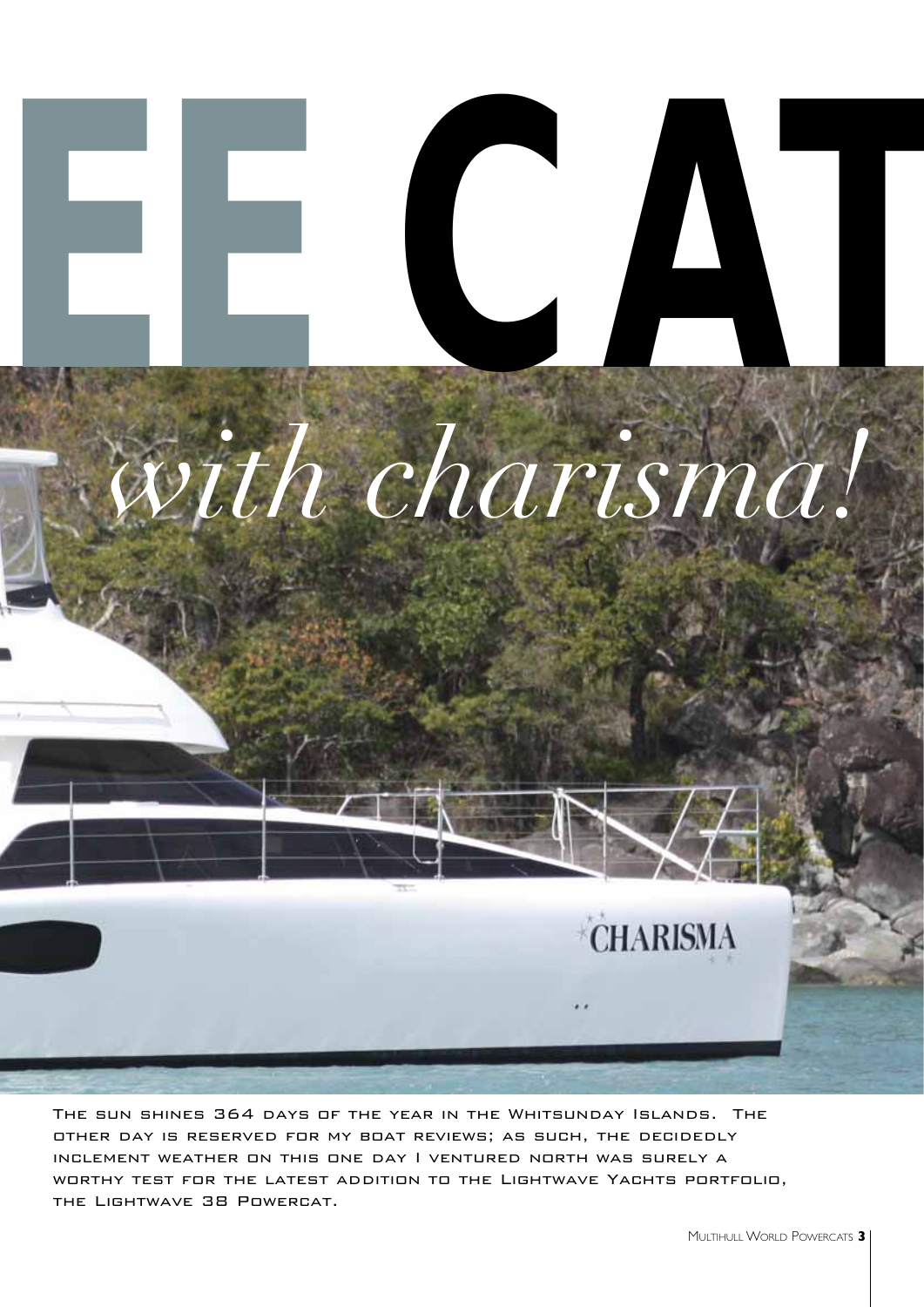# EE CAT

*with charisma!*

The sun shines 364 days of the year in the Whitsunday Islands. The other day is reserved for my boat reviews; as such, the decidedly inclement weather on this one day I ventured north was surely a worthy test for the latest addition to the Lightwave Yachts portfolio, the Lightwave 38 Powercat.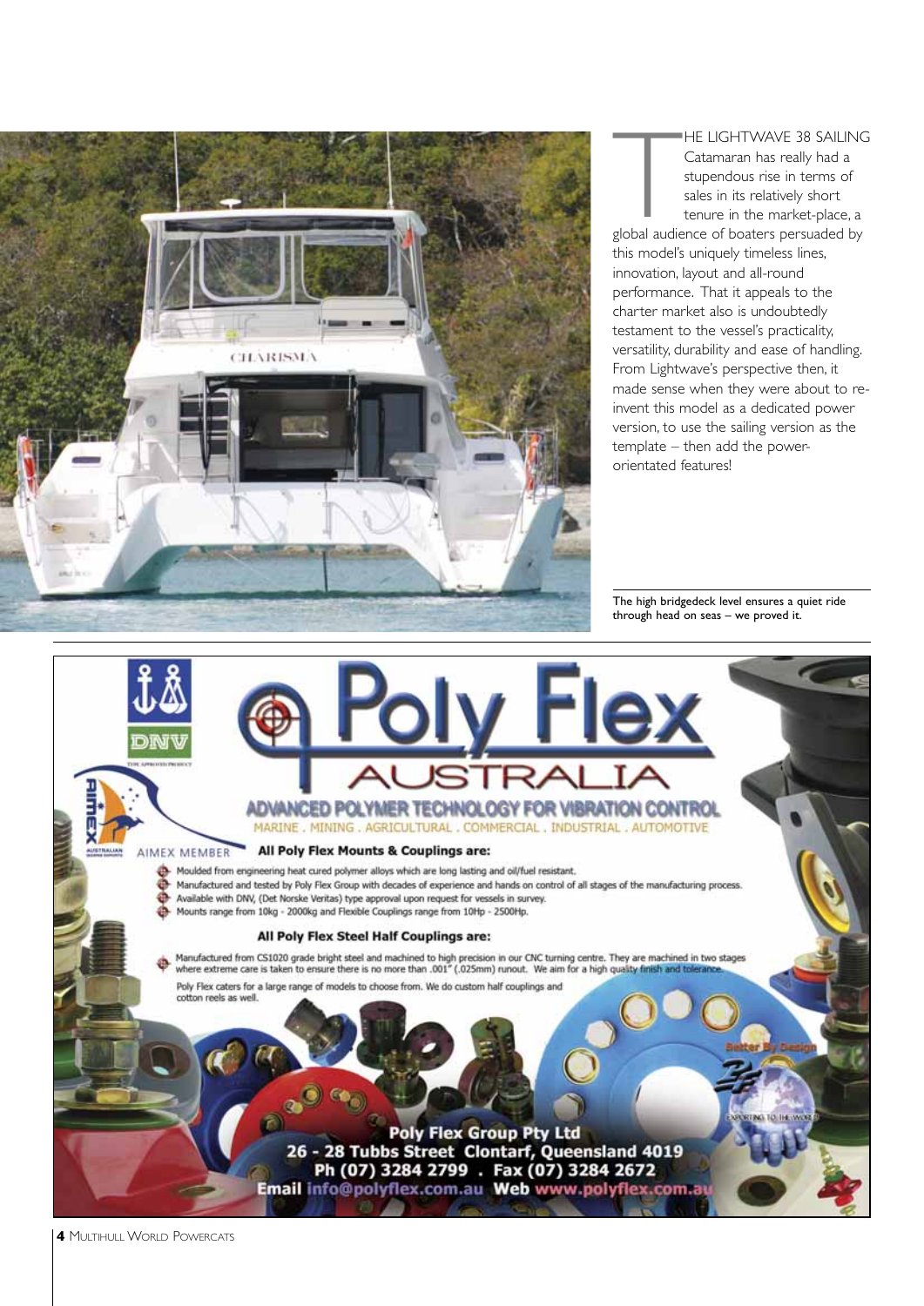THE LIGHTWAVE 38 SAILING Catamaran has really had a stupendous rise in terms of sales in its relatively short tenure in the market-place, a global audience of boaters persuaded by this model's uniquely timeless lines, innovation, layout and all-round performance. That it appeals to the charter market also is undoubtedly testament to the vessel's practicality, versatility, durability and ease of handling. From Lightwave's perspective then, it made sense when they were about to re-invent this model as a dedicated power version, to use the sailing version as the template – then add the power-orientated features!

The high bridgedeck level ensures a quiet ride through head on seas – we proved it.

# Poly Flex AUSTRALIA

**ADVANCED POLYMER TECHNOLOGY FOR VIBRATION CONTROL**

MARINE . MINING . AGRICULTURAL . COMMERCIAL . INDUSTRIAL . AUTOMOTIVE

AIMEX MEMBER

**All Poly Flex Mounts & Couplings are:**

- Moulded from engineering heat cured polymer alloys which are long lasting and oil/fuel resistant.
- Manufactured and tested by Poly Flex Group with decades of experience and hands on control of all stages of the manufacturing process.
- Available with DNV, (Det Norske Veritas) type approval upon request for vessels in survey.
- Mounts range from 10kg - 2000kg and Flexible Couplings range from 10Hp - 2500Hp.

**All Poly Flex Steel Half Couplings are:**

- Manufactured from CS1020 grade bright steel and machined to high precision in our CNC turning centre. They are machined in two stages where extreme care is taken to ensure there is no more than .001" (.025mm) runout. We aim for a high quality finish and tolerance.

Poly Flex caters for a large range of models to choose from. We do custom half couplings and cotton reels as well.

**Poly Flex Group Pty Ltd**
**26 - 28 Tubbs Street Clontarf, Queensland 4019**
**Ph (07) 3284 2799 . Fax (07) 3284 2672**
**Email info@polyflex.com.au Web www.polyflex.com.au**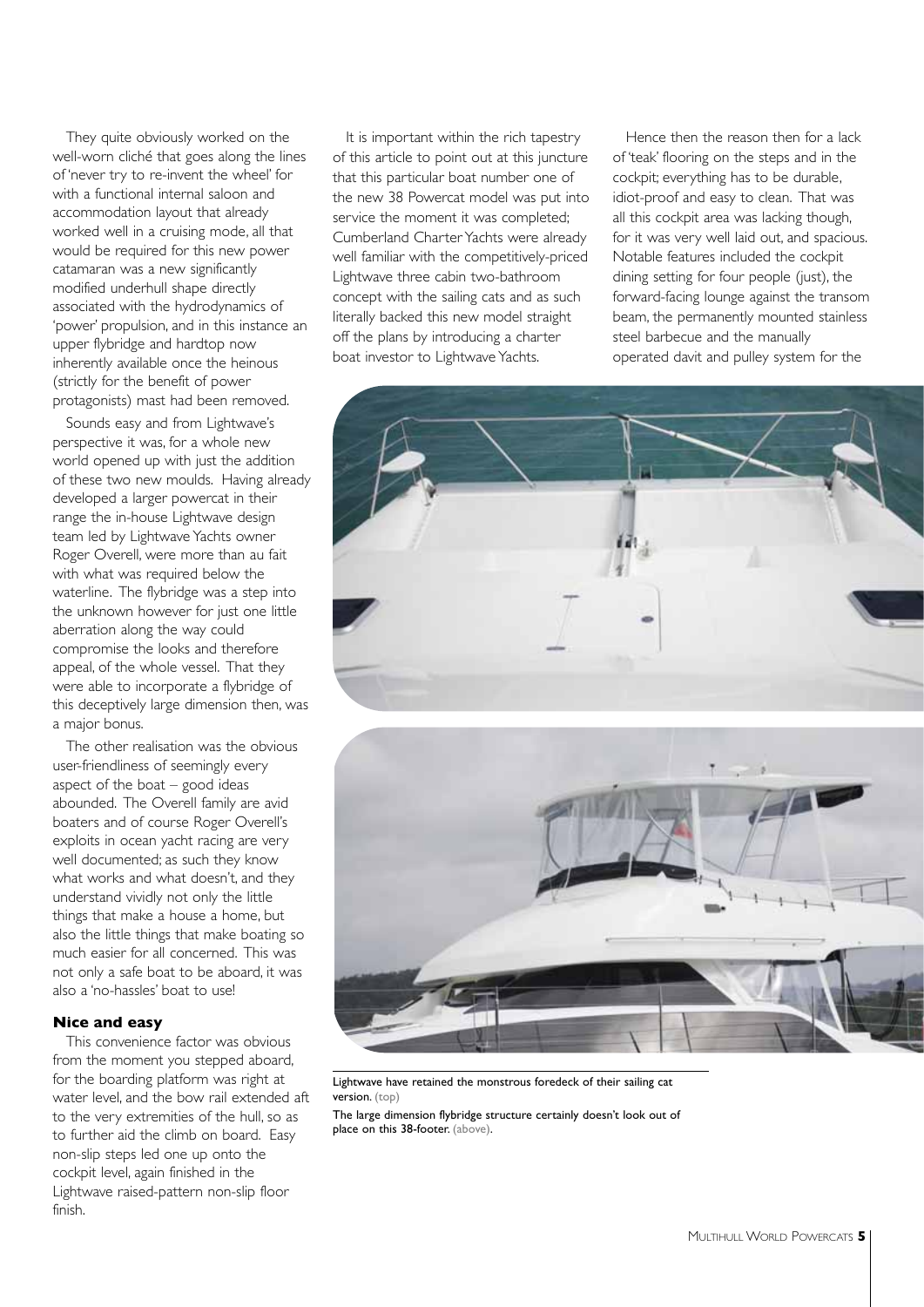They quite obviously worked on the well-worn cliché that goes along the lines of 'never try to re-invent the wheel' for with a functional internal saloon and accommodation layout that already worked well in a cruising mode, all that would be required for this new power catamaran was a new significantly modified underhull shape directly associated with the hydrodynamics of 'power' propulsion, and in this instance an upper flybridge and hardtop now inherently available once the heinous (strictly for the benefit of power protagonists) mast had been removed.

Sounds easy and from Lightwave's perspective it was, for a whole new world opened up with just the addition of these two new moulds. Having already developed a larger powercat in their range the in-house Lightwave design team led by Lightwave Yachts owner Roger Overell, were more than au fait with what was required below the waterline. The flybridge was a step into the unknown however for just one little aberration along the way could compromise the looks and therefore appeal, of the whole vessel. That they were able to incorporate a flybridge of this deceptively large dimension then, was a major bonus.

The other realisation was the obvious user-friendliness of seemingly every aspect of the boat – good ideas abounded. The Overell family are avid boaters and of course Roger Overell's exploits in ocean yacht racing are very well documented; as such they know what works and what doesn't, and they understand vividly not only the little things that make a house a home, but also the little things that make boating so much easier for all concerned. This was not only a safe boat to be aboard, it was also a 'no-hassles' boat to use!

### Nice and easy

This convenience factor was obvious from the moment you stepped aboard, for the boarding platform was right at water level, and the bow rail extended aft to the very extremities of the hull, so as to further aid the climb on board. Easy non-slip steps led one up onto the cockpit level, again finished in the Lightwave raised-pattern non-slip floor finish.

It is important within the rich tapestry of this article to point out at this juncture that this particular boat number one of the new 38 Powercat model was put into service the moment it was completed; Cumberland Charter Yachts were already well familiar with the competitively-priced Lightwave three cabin two-bathroom concept with the sailing cats and as such literally backed this new model straight off the plans by introducing a charter boat investor to Lightwave Yachts.

Hence then the reason then for a lack of 'teak' flooring on the steps and in the cockpit; everything has to be durable, idiot-proof and easy to clean. That was all this cockpit area was lacking though, for it was very well laid out, and spacious. Notable features included the cockpit dining setting for four people (just), the forward-facing lounge against the transom beam, the permanently mounted stainless steel barbecue and the manually operated davit and pulley system for the

Lightwave have retained the monstrous foredeck of their sailing cat version. (top)

The large dimension flybridge structure certainly doesn't look out of place on this 38-footer. (above).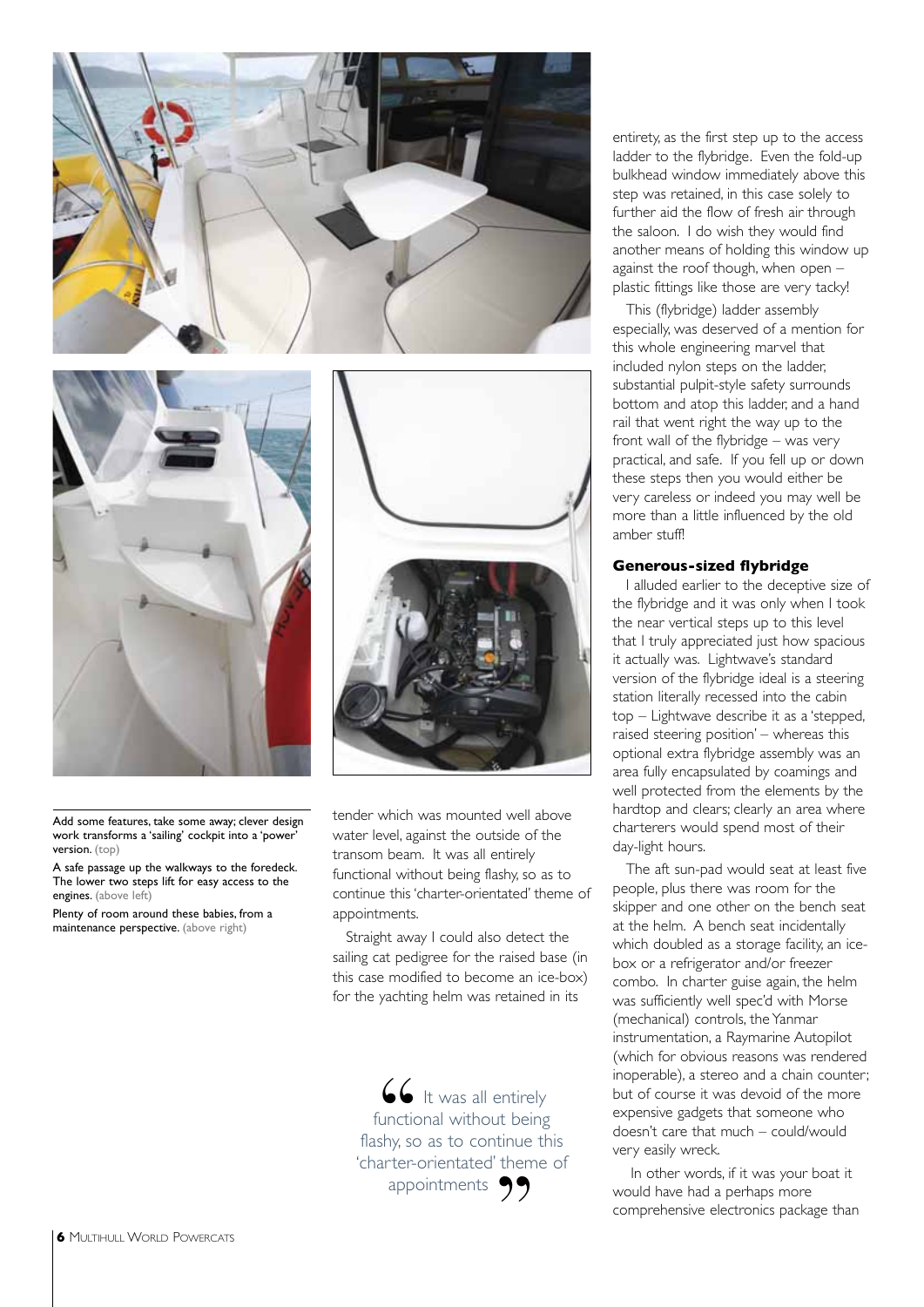Add some features, take some away; clever design work transforms a 'sailing' cockpit into a 'power' version. (top)

A safe passage up the walkways to the foredeck. The lower two steps lift for easy access to the engines. (above left)

Plenty of room around these babies, from a maintenance perspective. (above right)

tender which was mounted well above water level, against the outside of the transom beam. It was all entirely functional without being flashy, so as to continue this 'charter-orientated' theme of appointments.

Straight away I could also detect the sailing cat pedigree for the raised base (in this case modified to become an ice-box) for the yachting helm was retained in its entirety, as the first step up to the access ladder to the flybridge. Even the fold-up bulkhead window immediately above this step was retained, in this case solely to further aid the flow of fresh air through the saloon. I do wish they would find another means of holding this window up against the roof though, when open – plastic fittings like those are very tacky!

> "It was all entirely functional without being flashy, so as to continue this 'charter-orientated' theme of appointments"

This (flybridge) ladder assembly especially, was deserved of a mention for this whole engineering marvel that included nylon steps on the ladder, substantial pulpit-style safety surrounds bottom and atop this ladder, and a hand rail that went right the way up to the front wall of the flybridge – was very practical, and safe. If you fell up or down these steps then you would either be very careless or indeed you may well be more than a little influenced by the old amber stuff!

## Generous-sized flybridge

I alluded earlier to the deceptive size of the flybridge and it was only when I took the near vertical steps up to this level that I truly appreciated just how spacious it actually was. Lightwave's standard version of the flybridge ideal is a steering station literally recessed into the cabin top – Lightwave describe it as a 'stepped, raised steering position' – whereas this optional extra flybridge assembly was an area fully encapsulated by coamings and well protected from the elements by the hardtop and clears; clearly an area where charterers would spend most of their day-light hours.

The aft sun-pad would seat at least five people, plus there was room for the skipper and one other on the bench seat at the helm. A bench seat incidentally which doubled as a storage facility, an ice-box or a refrigerator and/or freezer combo. In charter guise again, the helm was sufficiently well spec'd with Morse (mechanical) controls, the Yanmar instrumentation, a Raymarine Autopilot (which for obvious reasons was rendered inoperable), a stereo and a chain counter; but of course it was devoid of the more expensive gadgets that someone who doesn't care that much – could/would very easily wreck.

In other words, if it was your boat it would have had a perhaps more comprehensive electronics package than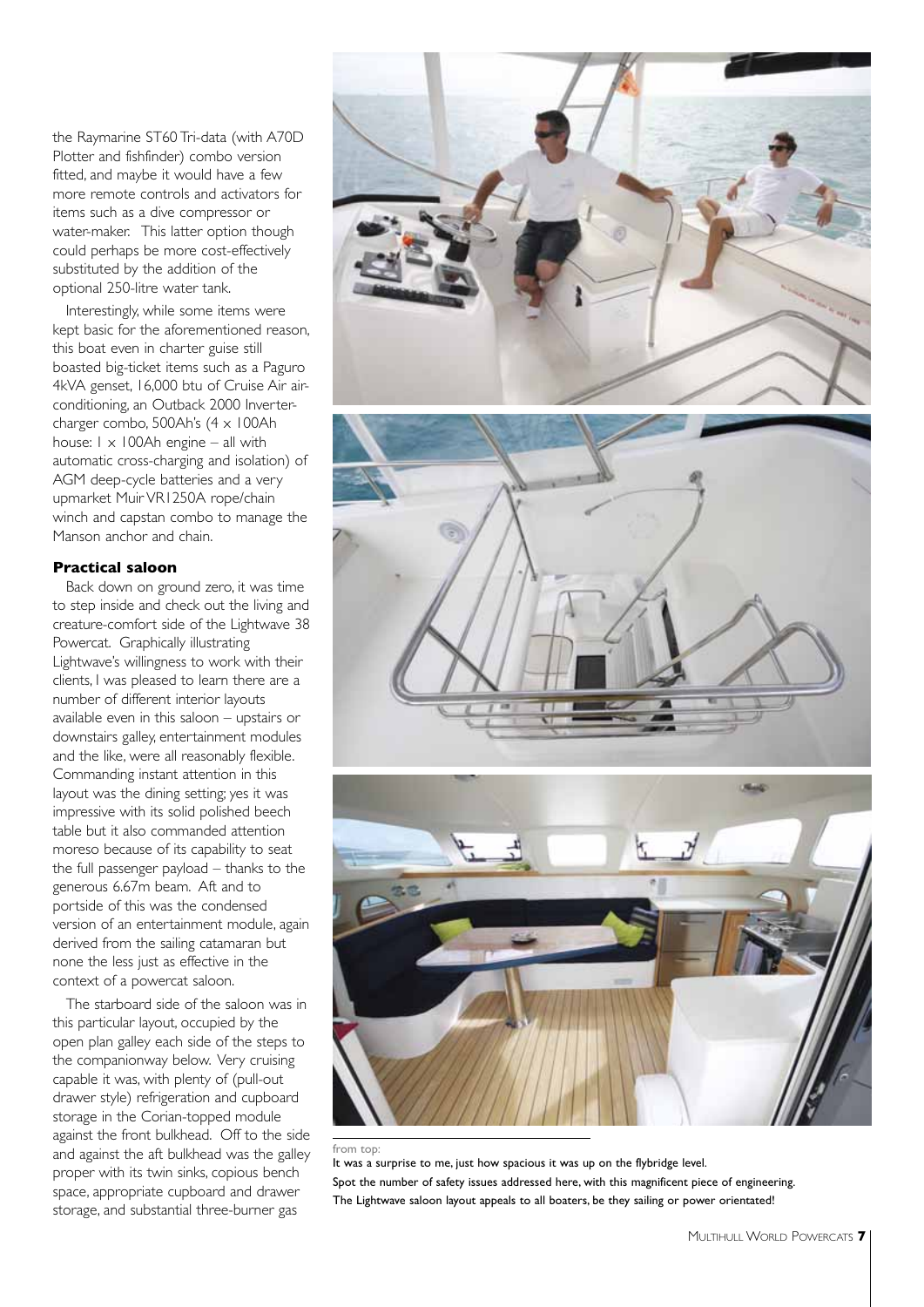the Raymarine ST60 Tri-data (with A70D Plotter and fishfinder) combo version fitted, and maybe it would have a few more remote controls and activators for items such as a dive compressor or water-maker. This latter option though could perhaps be more cost-effectively substituted by the addition of the optional 250-litre water tank.

Interestingly, while some items were kept basic for the aforementioned reason, this boat even in charter guise still boasted big-ticket items such as a Paguro 4kVA genset, 16,000 btu of Cruise Air air-conditioning, an Outback 2000 Inverter-charger combo, 500Ah's (4 x 100Ah house: 1 x 100Ah engine – all with automatic cross-charging and isolation) of AGM deep-cycle batteries and a very upmarket Muir VR1250A rope/chain winch and capstan combo to manage the Manson anchor and chain.

### Practical saloon

Back down on ground zero, it was time to step inside and check out the living and creature-comfort side of the Lightwave 38 Powercat. Graphically illustrating Lightwave's willingness to work with their clients, I was pleased to learn there are a number of different interior layouts available even in this saloon – upstairs or downstairs galley, entertainment modules and the like, were all reasonably flexible. Commanding instant attention in this layout was the dining setting; yes it was impressive with its solid polished beech table but it also commanded attention moreso because of its capability to seat the full passenger payload – thanks to the generous 6.67m beam. Aft and to portside of this was the condensed version of an entertainment module, again derived from the sailing catamaran but none the less just as effective in the context of a powercat saloon.

The starboard side of the saloon was in this particular layout, occupied by the open plan galley each side of the steps to the companionway below. Very cruising capable it was, with plenty of (pull-out drawer style) refrigeration and cupboard storage in the Corian-topped module against the front bulkhead. Off to the side and against the aft bulkhead was the galley proper with its twin sinks, copious bench space, appropriate cupboard and drawer storage, and substantial three-burner gas

from top:
It was a surprise to me, just how spacious it was up on the flybridge level.
Spot the number of safety issues addressed here, with this magnificent piece of engineering.
The Lightwave saloon layout appeals to all boaters, be they sailing or power orientated!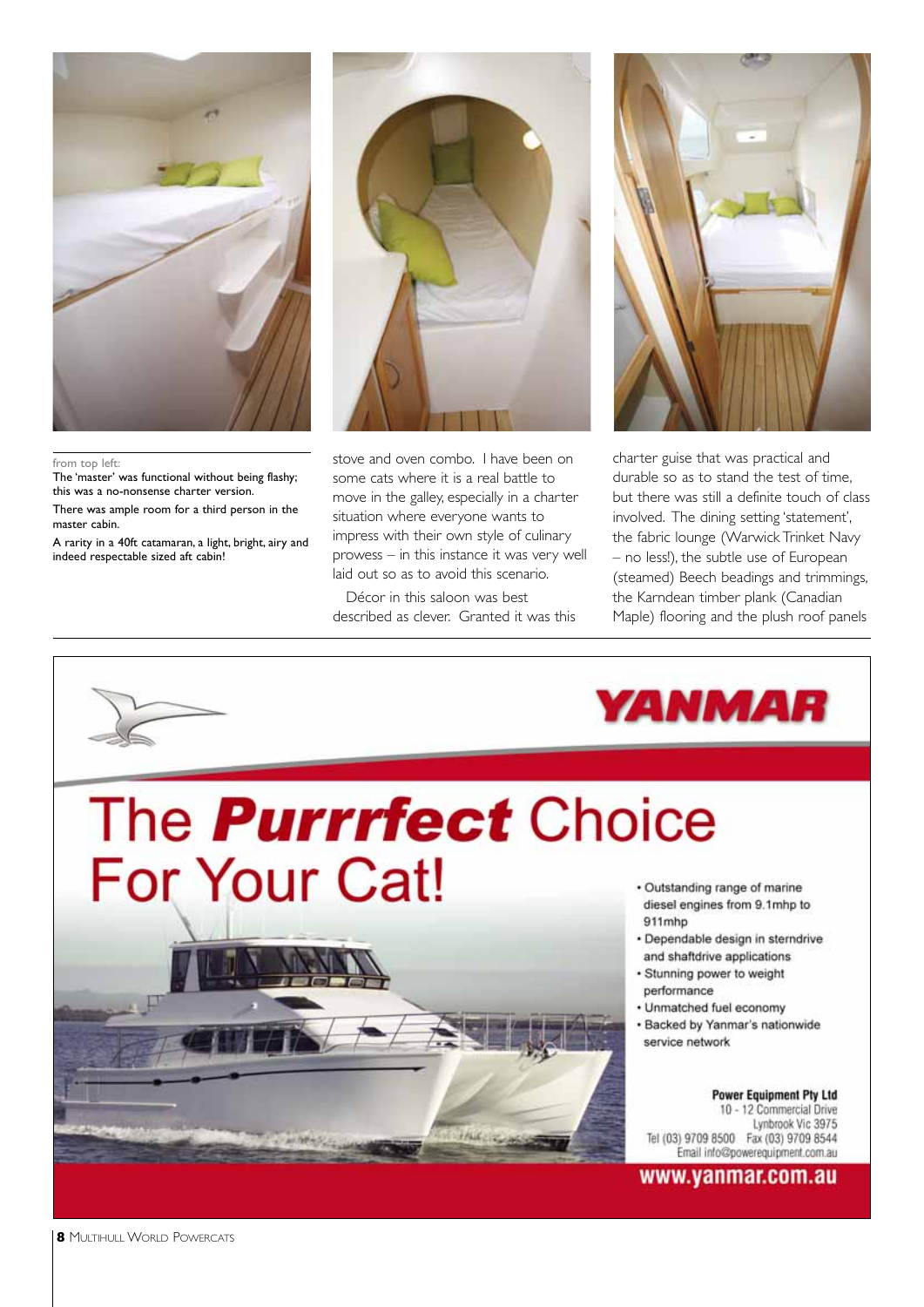from top left:

The 'master' was functional without being flashy; this was a no-nonsense charter version.

There was ample room for a third person in the master cabin.

A rarity in a 40ft catamaran, a light, bright, airy and indeed respectable sized aft cabin!

stove and oven combo. I have been on some cats where it is a real battle to move in the galley, especially in a charter situation where everyone wants to impress with their own style of culinary prowess – in this instance it was very well laid out so as to avoid this scenario.

Décor in this saloon was best described as clever. Granted it was this charter guise that was practical and durable so as to stand the test of time, but there was still a definite touch of class involved. The dining setting 'statement', the fabric lounge (Warwick Trinket Navy – no less!), the subtle use of European (steamed) Beech beadings and trimmings, the Karndean timber plank (Canadian Maple) flooring and the plush roof panels

YANMAR

# The *Purrrfect* Choice For Your Cat!

- Outstanding range of marine diesel engines from 9.1mhp to 911mhp
- Dependable design in sterndrive and shaftdrive applications
- Stunning power to weight performance
- Unmatched fuel economy
- Backed by Yanmar's nationwide service network

**Power Equipment Pty Ltd**
10 - 12 Commercial Drive
Lynbrook Vic 3975
Tel (03) 9709 8500 Fax (03) 9709 8544
Email info@powerequipment.com.au

**www.yanmar.com.au**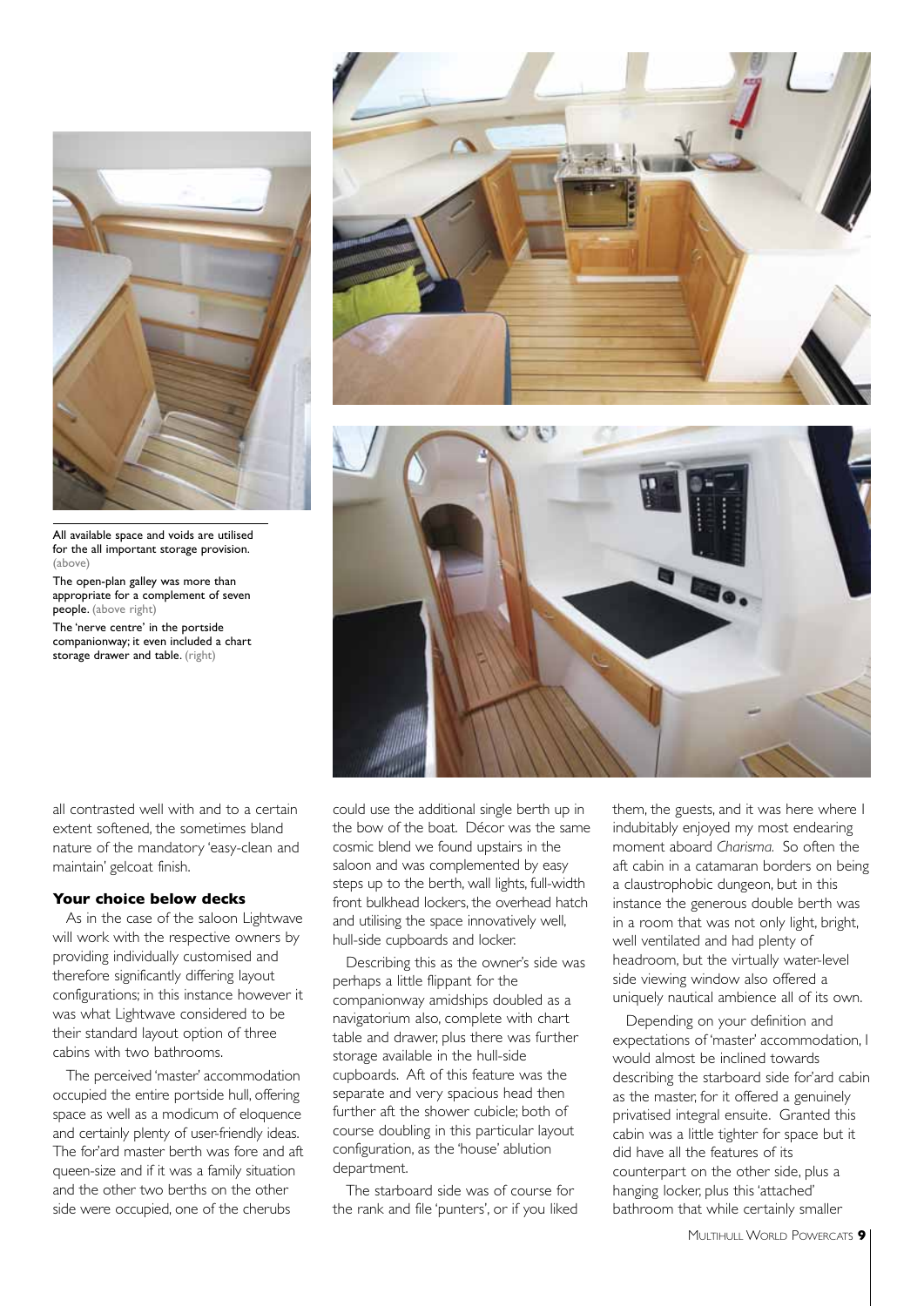All available space and voids are utilised for the all important storage provision. (above)

The open-plan galley was more than appropriate for a complement of seven people. (above right)

The 'nerve centre' in the portside companionway; it even included a chart storage drawer and table. (right)

all contrasted well with and to a certain extent softened, the sometimes bland nature of the mandatory 'easy-clean and maintain' gelcoat finish.

### Your choice below decks

As in the case of the saloon Lightwave will work with the respective owners by providing individually customised and therefore significantly differing layout configurations; in this instance however it was what Lightwave considered to be their standard layout option of three cabins with two bathrooms.

The perceived 'master' accommodation occupied the entire portside hull, offering space as well as a modicum of eloquence and certainly plenty of user-friendly ideas. The for'ard master berth was fore and aft queen-size and if it was a family situation and the other two berths on the other side were occupied, one of the cherubs could use the additional single berth up in the bow of the boat. Décor was the same cosmic blend we found upstairs in the saloon and was complemented by easy steps up to the berth, wall lights, full-width front bulkhead lockers, the overhead hatch and utilising the space innovatively well, hull-side cupboards and locker.

Describing this as the owner's side was perhaps a little flippant for the companionway amidships doubled as a navigatorium also, complete with chart table and drawer, plus there was further storage available in the hull-side cupboards. Aft of this feature was the separate and very spacious head then further aft the shower cubicle; both of course doubling in this particular layout configuration, as the 'house' ablution department.

The starboard side was of course for the rank and file 'punters', or if you liked them, the guests, and it was here where I indubitably enjoyed my most endearing moment aboard *Charisma.* So often the aft cabin in a catamaran borders on being a claustrophobic dungeon, but in this instance the generous double berth was in a room that was not only light, bright, well ventilated and had plenty of headroom, but the virtually water-level side viewing window also offered a uniquely nautical ambience all of its own.

Depending on your definition and expectations of 'master' accommodation, I would almost be inclined towards describing the starboard side for'ard cabin as the master, for it offered a genuinely privatised integral ensuite. Granted this cabin was a little tighter for space but it did have all the features of its counterpart on the other side, plus a hanging locker, plus this 'attached' bathroom that while certainly smaller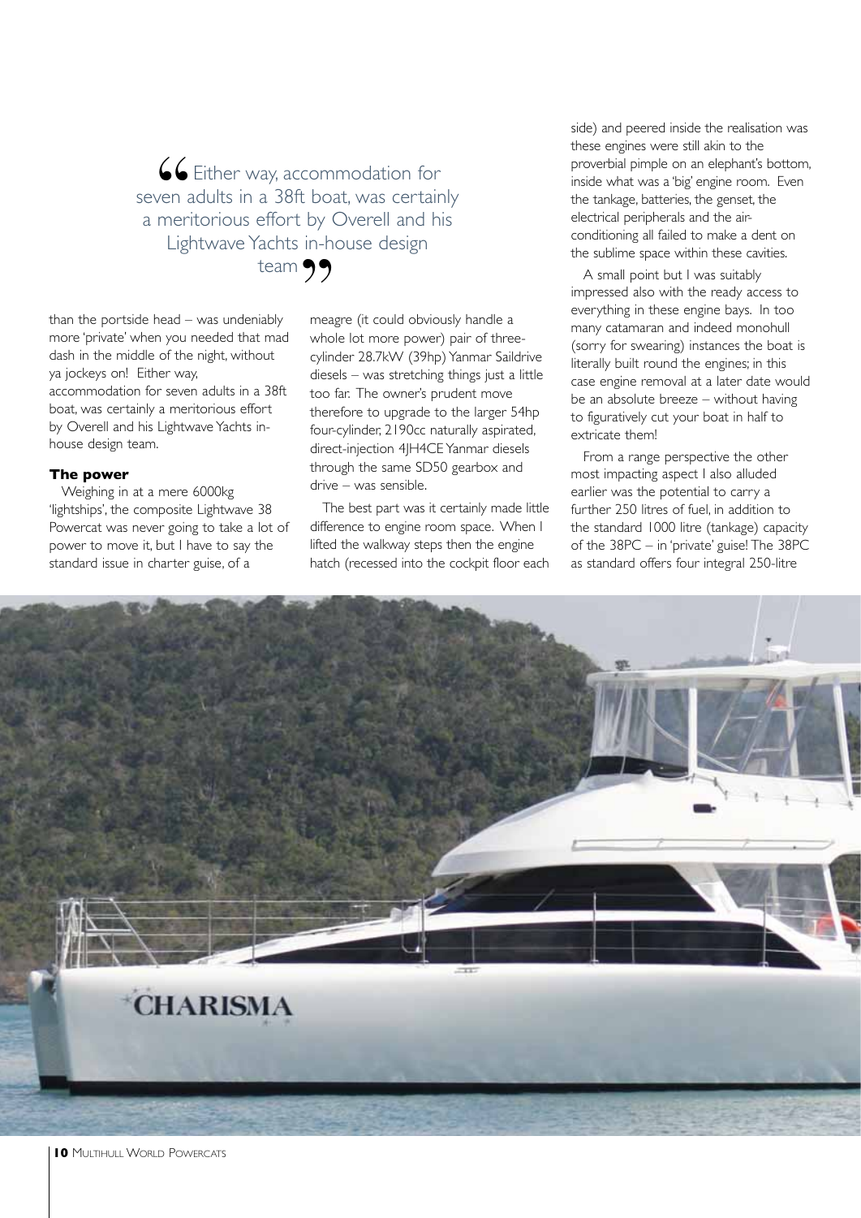> Either way, accommodation for seven adults in a 38ft boat, was certainly a meritorious effort by Overell and his Lightwave Yachts in-house design team

than the portside head – was undeniably more 'private' when you needed that mad dash in the middle of the night, without ya jockeys on! Either way, accommodation for seven adults in a 38ft boat, was certainly a meritorious effort by Overell and his Lightwave Yachts in-house design team.

### The power

Weighing in at a mere 6000kg 'lightships', the composite Lightwave 38 Powercat was never going to take a lot of power to move it, but I have to say the standard issue in charter guise, of a meagre (it could obviously handle a whole lot more power) pair of three-cylinder 28.7kW (39hp) Yanmar Saildrive diesels – was stretching things just a little too far. The owner's prudent move therefore to upgrade to the larger 54hp four-cylinder, 2190cc naturally aspirated, direct-injection 4JH4CE Yanmar diesels through the same SD50 gearbox and drive – was sensible.

The best part was it certainly made little difference to engine room space. When I lifted the walkway steps then the engine hatch (recessed into the cockpit floor each side) and peered inside the realisation was these engines were still akin to the proverbial pimple on an elephant's bottom, inside what was a 'big' engine room. Even the tankage, batteries, the genset, the electrical peripherals and the air-conditioning all failed to make a dent on the sublime space within these cavities.

A small point but I was suitably impressed also with the ready access to everything in these engine bays. In too many catamaran and indeed monohull (sorry for swearing) instances the boat is literally built round the engines; in this case engine removal at a later date would be an absolute breeze – without having to figuratively cut your boat in half to extricate them!

From a range perspective the other most impacting aspect I also alluded earlier was the potential to carry a further 250 litres of fuel, in addition to the standard 1000 litre (tankage) capacity of the 38PC – in 'private' guise! The 38PC as standard offers four integral 250-litre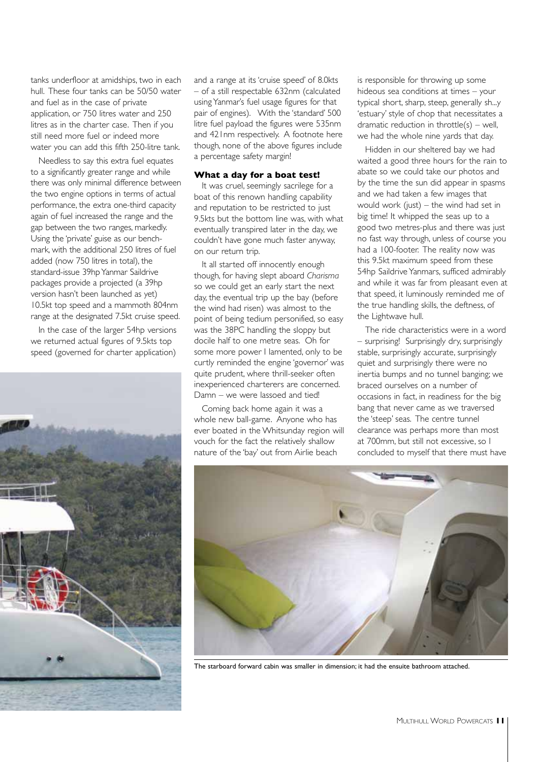tanks underfloor at amidships, two in each hull. These four tanks can be 50/50 water and fuel as in the case of private application, or 750 litres water and 250 litres as in the charter case. Then if you still need more fuel or indeed more water you can add this fifth 250-litre tank.

Needless to say this extra fuel equates to a significantly greater range and while there was only minimal difference between the two engine options in terms of actual performance, the extra one-third capacity again of fuel increased the range and the gap between the two ranges, markedly. Using the 'private' guise as our benchmark, with the additional 250 litres of fuel added (now 750 litres in total), the standard-issue 39hp Yanmar Saildrive packages provide a projected (a 39hp version hasn't been launched as yet) 10.5kt top speed and a mammoth 804nm range at the designated 7.5kt cruise speed.

In the case of the larger 54hp versions we returned actual figures of 9.5kts top speed (governed for charter application) and a range at its 'cruise speed' of 8.0kts – of a still respectable 632nm (calculated using Yanmar's fuel usage figures for that pair of engines). With the 'standard' 500 litre fuel payload the figures were 535nm and 421nm respectively. A footnote here though, none of the above figures include a percentage safety margin!

### What a day for a boat test!

It was cruel, seemingly sacrilege for a boat of this renown handling capability and reputation to be restricted to just 9.5kts but the bottom line was, with what eventually transpired later in the day, we couldn't have gone much faster anyway, on our return trip.

It all started off innocently enough though, for having slept aboard *Charisma* so we could get an early start the next day, the eventual trip up the bay (before the wind had risen) was almost to the point of being tedium personified, so easy was the 38PC handling the sloppy but docile half to one metre seas. Oh for some more power I lamented, only to be curtly reminded the engine 'governor' was quite prudent, where thrill-seeker often inexperienced charterers are concerned. Damn – we were lassoed and tied!

Coming back home again it was a whole new ball-game. Anyone who has ever boated in the Whitsunday region will vouch for the fact the relatively shallow nature of the 'bay' out from Airlie beach is responsible for throwing up some hideous sea conditions at times – your typical short, sharp, steep, generally sh...y 'estuary' style of chop that necessitates a dramatic reduction in throttle(s) – well, we had the whole nine yards that day.

Hidden in our sheltered bay we had waited a good three hours for the rain to abate so we could take our photos and by the time the sun did appear in spasms and we had taken a few images that would work (just) – the wind had set in big time! It whipped the seas up to a good two metres-plus and there was just no fast way through, unless of course you had a 100-footer. The reality now was this 9.5kt maximum speed from these 54hp Saildrive Yanmars, sufficed admirably and while it was far from pleasant even at that speed, it luminously reminded me of the true handling skills, the deftness, of the Lightwave hull.

The ride characteristics were in a word – surprising! Surprisingly dry, surprisingly stable, surprisingly accurate, surprisingly quiet and surprisingly there were no inertia bumps and no tunnel banging; we braced ourselves on a number of occasions in fact, in readiness for the big bang that never came as we traversed the 'steep' seas. The centre tunnel clearance was perhaps more than most at 700mm, but still not excessive, so I concluded to myself that there must have

The starboard forward cabin was smaller in dimension; it had the ensuite bathroom attached.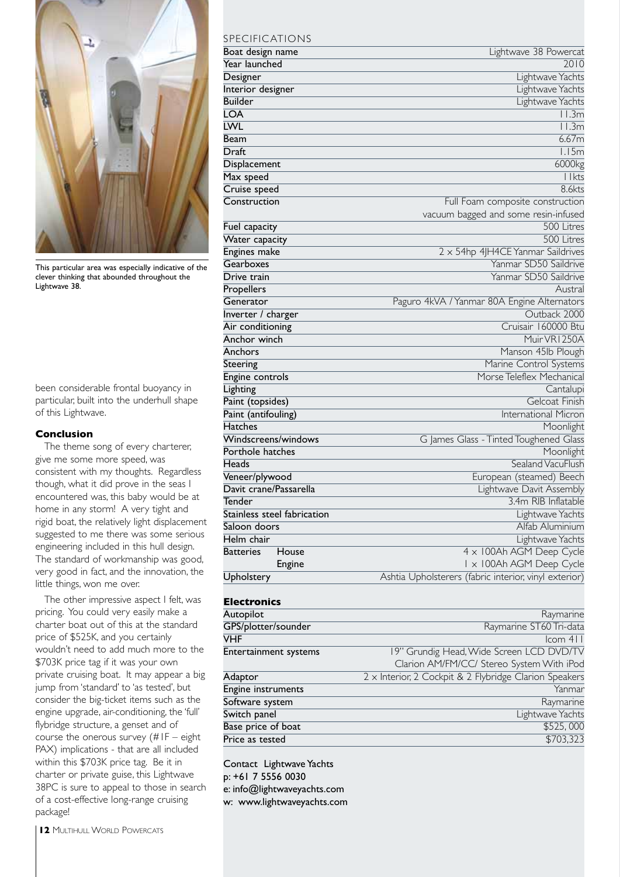This particular area was especially indicative of the clever thinking that abounded throughout the Lightwave 38.

been considerable frontal buoyancy in particular, built into the underhull shape of this Lightwave.

### Conclusion

The theme song of every charterer, give me some more speed, was consistent with my thoughts. Regardless though, what it did prove in the seas I encountered was, this baby would be at home in any storm! A very tight and rigid boat, the relatively light displacement suggested to me there was some serious engineering included in this hull design. The standard of workmanship was good, very good in fact, and the innovation, the little things, won me over.

The other impressive aspect I felt, was pricing. You could very easily make a charter boat out of this at the standard price of $525K, and you certainly wouldn't need to add much more to the $703K price tag if it was your own private cruising boat. It may appear a big jump from 'standard' to 'as tested', but consider the big-ticket items such as the engine upgrade, air-conditioning, the 'full' flybridge structure, a genset and of course the onerous survey (#1F – eight PAX) implications - that are all included within this $703K price tag. Be it in charter or private guise, this Lightwave 38PC is sure to appeal to those in search of a cost-effective long-range cruising package!

## SPECIFICATIONS

| | |
|---|---|
| Boat design name | Lightwave 38 Powercat |
| Year launched | 2010 |
| Designer | Lightwave Yachts |
| Interior designer | Lightwave Yachts |
| Builder | Lightwave Yachts |
| LOA | 11.3m |
| LWL | 11.3m |
| Beam | 6.67m |
| Draft | 1.15m |
| Displacement | 6000kg |
| Max speed | 11kts |
| Cruise speed | 8.6kts |
| Construction | Full Foam composite construction vacuum bagged and some resin-infused |
| Fuel capacity | 500 Litres |
| Water capacity | 500 Litres |
| Engines make | 2 x 54hp 4JH4CE Yanmar Saildrives |
| Gearboxes | Yanmar SD50 Saildrive |
| Drive train | Yanmar SD50 Saildrive |
| Propellers | Austral |
| Generator | Paguro 4kVA / Yanmar 80A Engine Alternators |
| Inverter / charger | Outback 2000 |
| Air conditioning | Cruisair 160000 Btu |
| Anchor winch | Muir VR1250A |
| Anchors | Manson 45lb Plough |
| Steering | Marine Control Systems |
| Engine controls | Morse Teleflex Mechanical |
| Lighting | Cantalupi |
| Paint (topsides) | Gelcoat Finish |
| Paint (antifouling) | International Micron |
| Hatches | Moonlight |
| Windscreens/windows | G James Glass - Tinted Toughened Glass |
| Porthole hatches | Moonlight |
| Heads | Sealand VacuFlush |
| Veneer/plywood | European (steamed) Beech |
| Davit crane/Passarella | Lightwave Davit Assembly |
| Tender | 3.4m RIB Inflatable |
| Stainless steel fabrication | Lightwave Yachts |
| Saloon doors | Alfab Aluminium |
| Helm chair | Lightwave Yachts |
| Batteries — House | 4 x 100Ah AGM Deep Cycle |
| Batteries — Engine | 1 x 100Ah AGM Deep Cycle |
| Upholstery | Ashtia Upholsterers (fabric interior, vinyl exterior) |

### Electronics

| | |
|---|---|
| Autopilot | Raymarine |
| GPS/plotter/sounder | Raymarine ST60 Tri-data |
| VHF | Icom 411 |
| Entertainment systems | 19" Grundig Head, Wide Screen LCD DVD/TV Clarion AM/FM/CC/ Stereo System With iPod |
| Adaptor | 2 x Interior, 2 Cockpit & 2 Flybridge Clarion Speakers |
| Engine instruments | Yanmar |
| Software system | Raymarine |
| Switch panel | Lightwave Yachts |
| Base price of boat | $525, 000 |
| Price as tested | $703,323 |

Contact Lightwave Yachts
p: +61 7 5556 0030
e: info@lightwaveyachts.com
w: www.lightwaveyachts.com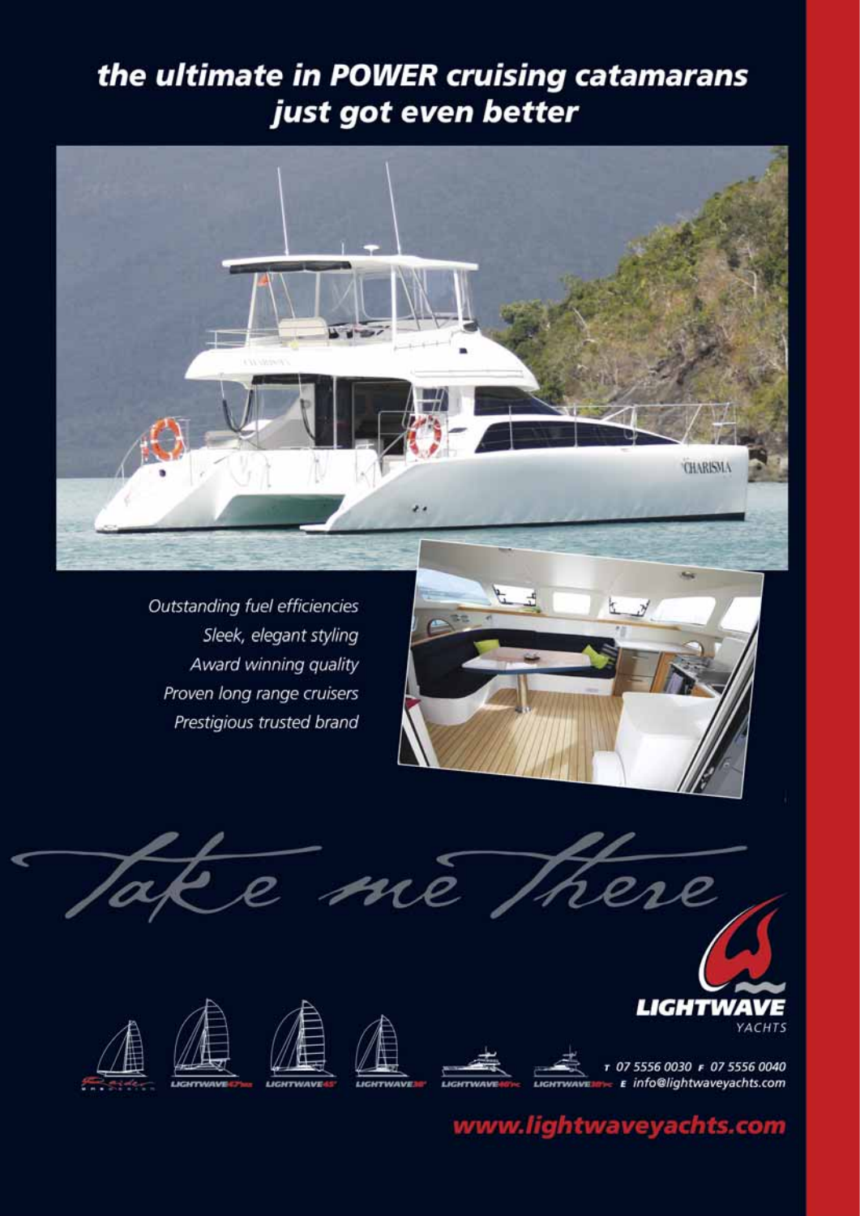## *the ultimate in POWER cruising catamarans just got even better*

*Outstanding fuel efficiencies*
*Sleek, elegant styling*
*Award winning quality*
*Proven long range cruisers*
*Prestigious trusted brand*

*Take me There*

LIGHTWAVE YACHTS

T 07 5556 0030 F 07 5556 0040
E info@lightwaveyachts.com

**www.lightwaveyachts.com**